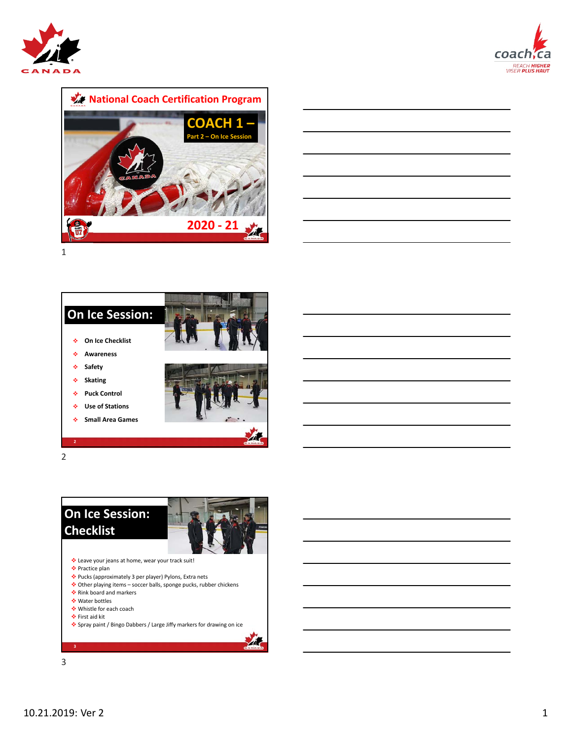## National Coach Certification Program

# COACH 1 –

Part 2 – On Ice Session

2020 - 21

## On Ice Session:

- On Ice Checklist
- Awareness
- Safety
- Skating
- Puck Control
- Use of Stations
- Small Area Games

## On Ice Session: Checklist

- Leave your jeans at home, wear your track suit!
- Practice plan
- Pucks (approximately 3 per player) Pylons, Extra nets
- Other playing items – soccer balls, sponge pucks, rubber chickens
- Rink board and markers
- Water bottles
- Whistle for each coach
- First aid kit
- Spray paint / Bingo Dabbers / Large Jiffy markers for drawing on ice

10.21.2019: Ver 2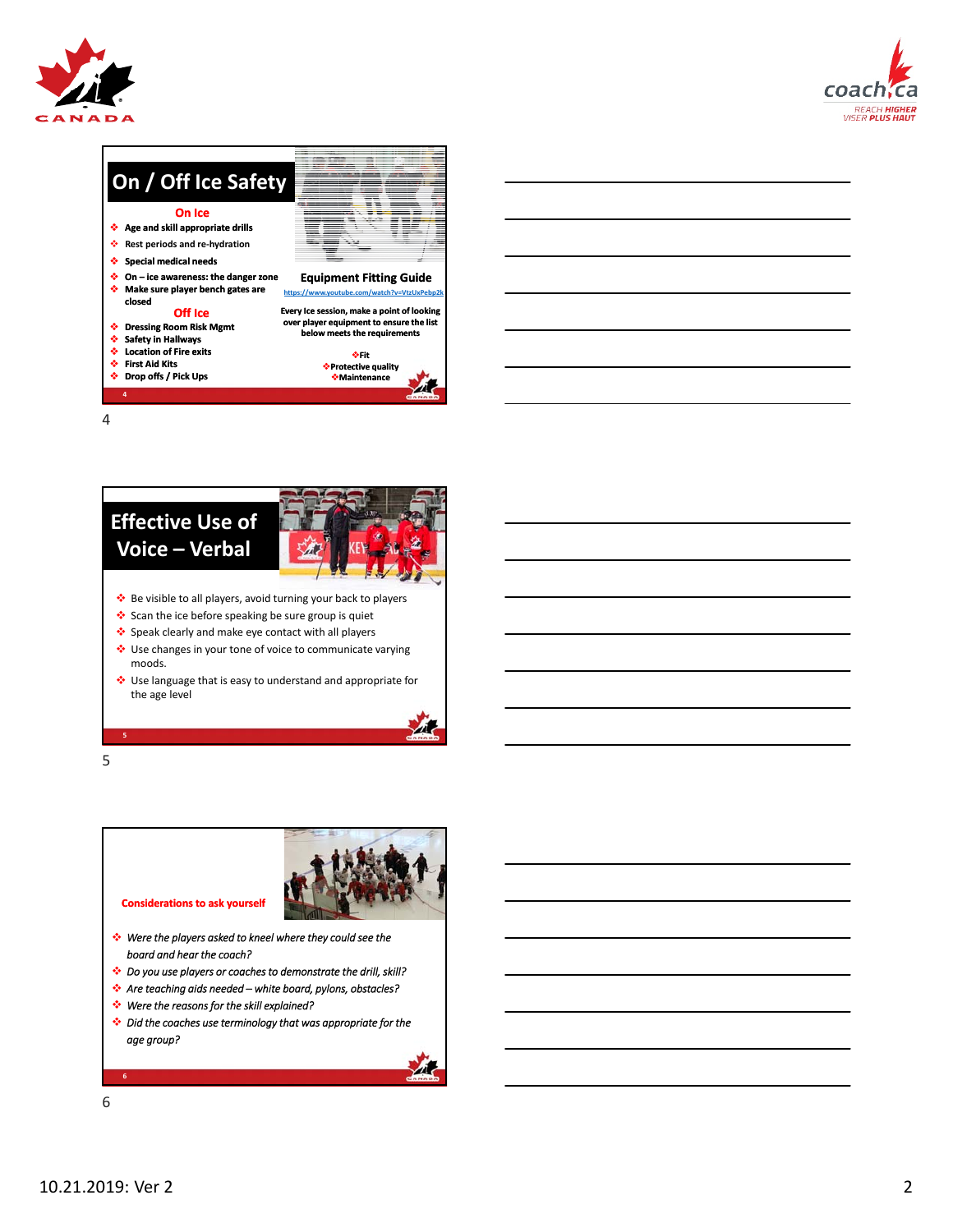## On / Off Ice Safety

### On Ice

- Age and skill appropriate drills
- Rest periods and re-hydration
- Special medical needs
- On – ice awareness: the danger zone
- Make sure player bench gates are closed

### Off Ice

- Dressing Room Risk Mgmt
- Safety in Hallways
- Location of Fire exits
- First Aid Kits
- Drop offs / Pick Ups

### Equipment Fitting Guide

https://www.youtube.com/watch?v=VtzUxPebp2k

Every Ice session, make a point of looking over player equipment to ensure the list below meets the requirements

- Fit
- Protective quality
- Maintenance

## Effective Use of Voice – Verbal

- Be visible to all players, avoid turning your back to players
- Scan the ice before speaking be sure group is quiet
- Speak clearly and make eye contact with all players
- Use changes in your tone of voice to communicate varying moods.
- Use language that is easy to understand and appropriate for the age level

## Considerations to ask yourself

- *Were the players asked to kneel where they could see the board and hear the coach?*
- *Do you use players or coaches to demonstrate the drill, skill?*
- *Are teaching aids needed – white board, pylons, obstacles?*
- *Were the reasons for the skill explained?*
- *Did the coaches use terminology that was appropriate for the age group?*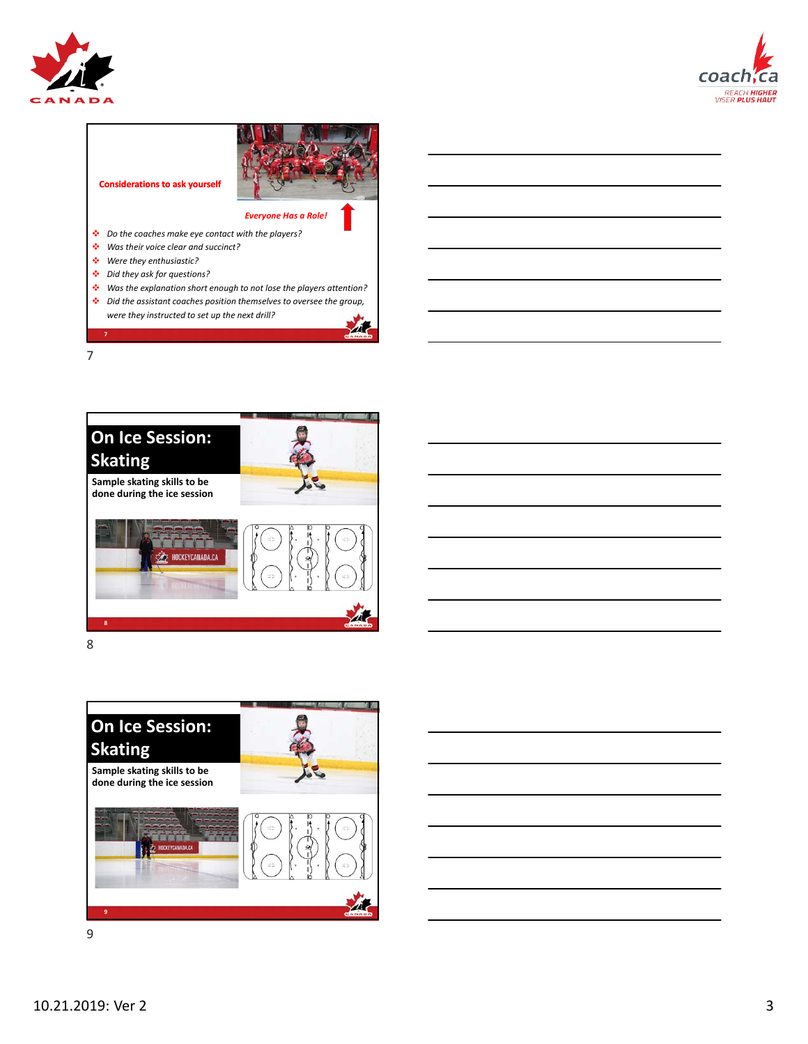**Considerations to ask yourself**

*Everyone Has a Role!*

- *Do the coaches make eye contact with the players?*
- *Was their voice clear and succinct?*
- *Were they enthusiastic?*
- *Did they ask for questions?*
- *Was the explanation short enough to not lose the players attention?*
- *Did the assistant coaches position themselves to oversee the group, were they instructed to set up the next drill?*

7

## On Ice Session: Skating

**Sample skating skills to be done during the ice session**

8

## On Ice Session: Skating

**Sample skating skills to be done during the ice session**

9

10.21.2019: Ver 2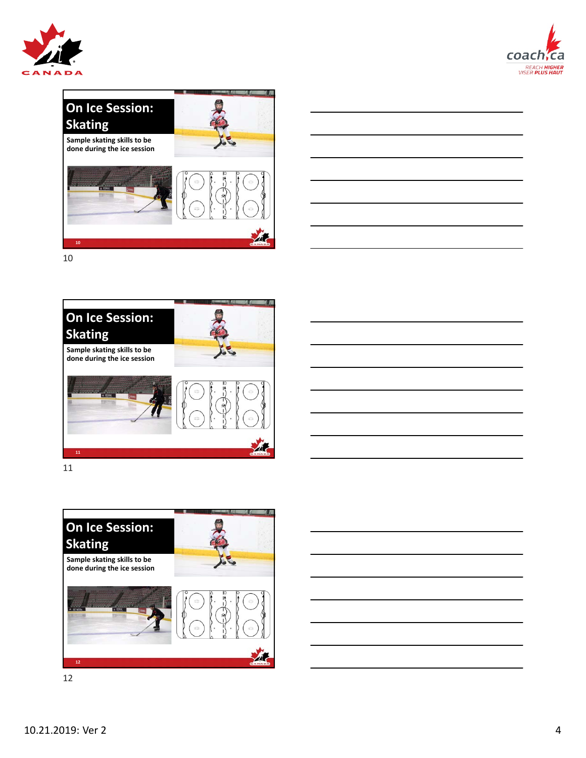## On Ice Session: Skating

Sample skating skills to be done during the ice session

10

## On Ice Session: Skating

Sample skating skills to be done during the ice session

11

## On Ice Session: Skating

Sample skating skills to be done during the ice session

12

10.21.2019: Ver 2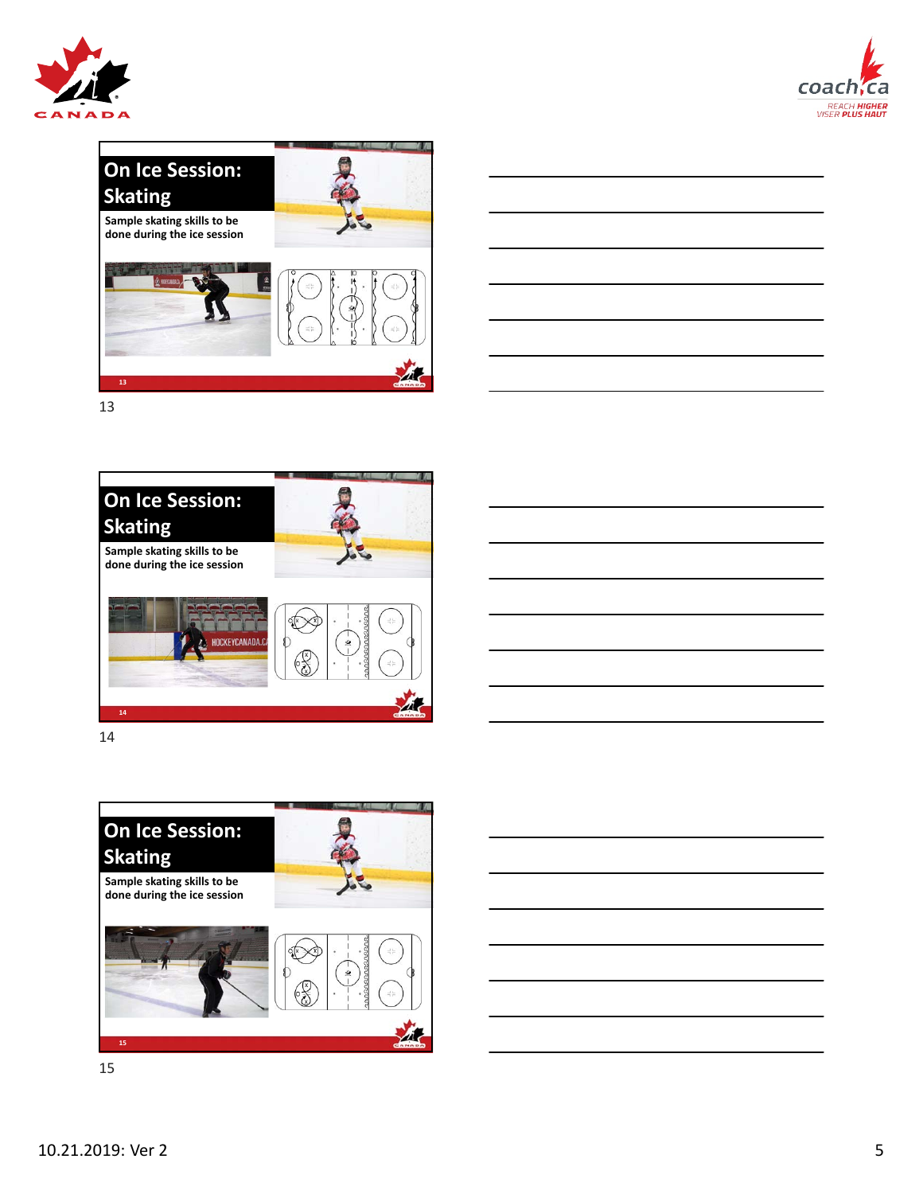## On Ice Session: Skating

Sample skating skills to be done during the ice session

## On Ice Session: Skating

Sample skating skills to be done during the ice session

## On Ice Session: Skating

Sample skating skills to be done during the ice session

10.21.2019: Ver 2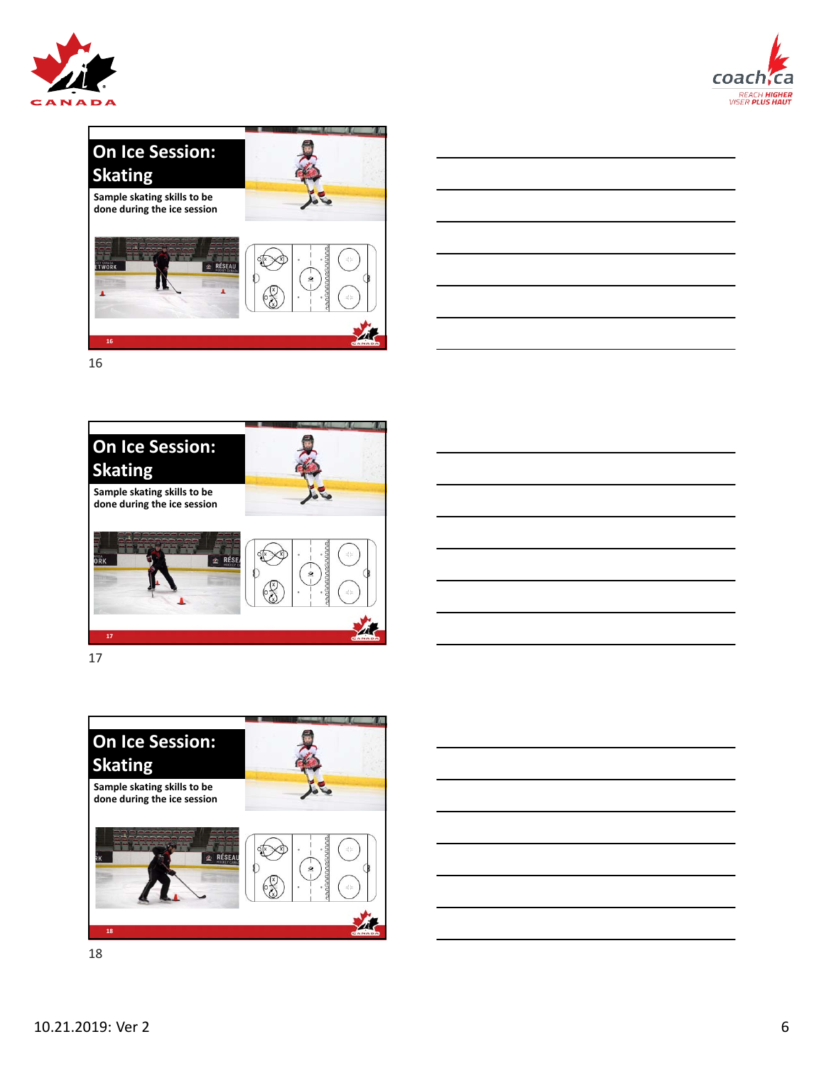## On Ice Session: Skating

Sample skating skills to be done during the ice session

16

## On Ice Session: Skating

Sample skating skills to be done during the ice session

17

## On Ice Session: Skating

Sample skating skills to be done during the ice session

18

10.21.2019: Ver 2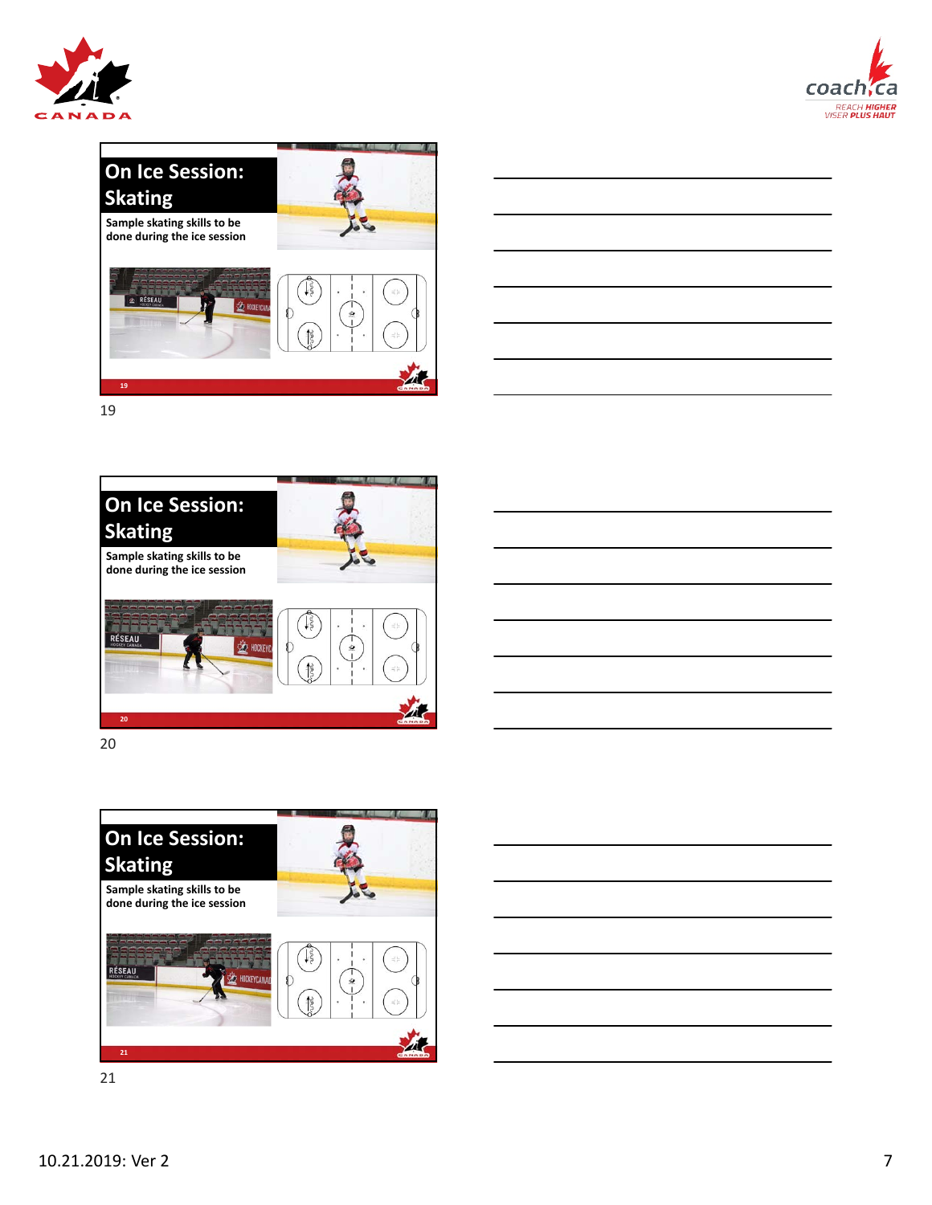## On Ice Session: Skating

Sample skating skills to be done during the ice session

19

## On Ice Session: Skating

Sample skating skills to be done during the ice session

20

## On Ice Session: Skating

Sample skating skills to be done during the ice session

21

10.21.2019: Ver 2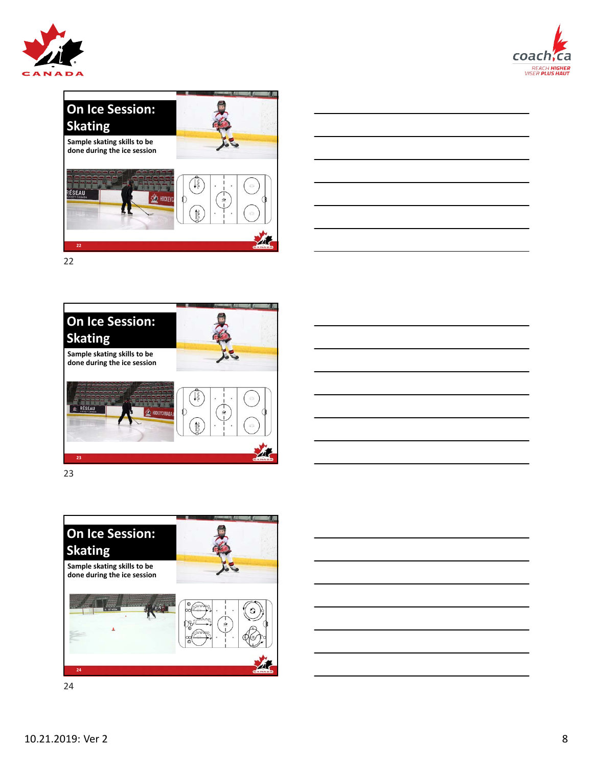## On Ice Session: Skating

Sample skating skills to be done during the ice session

22

## On Ice Session: Skating

Sample skating skills to be done during the ice session

23

## On Ice Session: Skating

Sample skating skills to be done during the ice session

24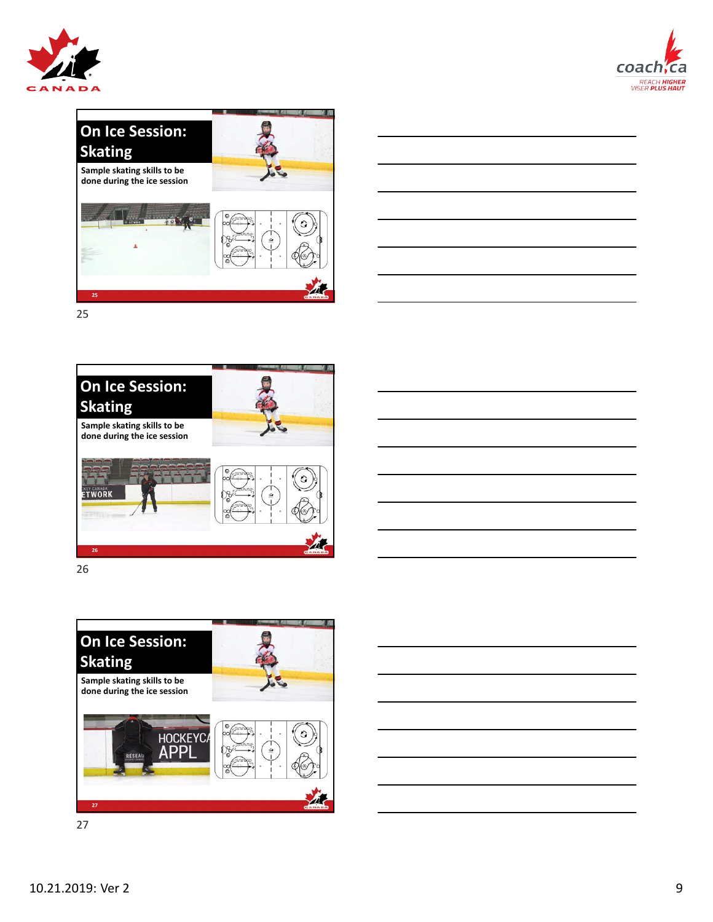## On Ice Session: Skating

**Sample skating skills to be done during the ice session**

25

## On Ice Session: Skating

**Sample skating skills to be done during the ice session**

26

## On Ice Session: Skating

**Sample skating skills to be done during the ice session**

27

10.21.2019: Ver 2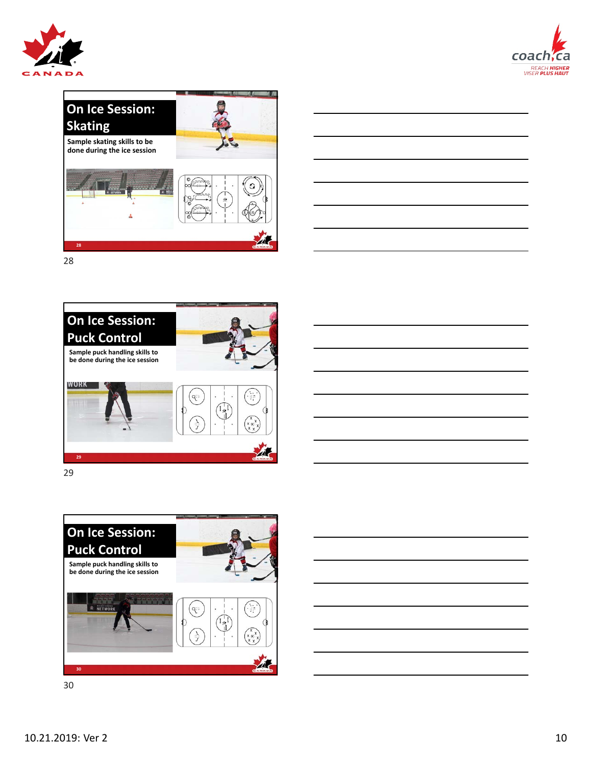## On Ice Session: Skating

Sample skating skills to be done during the ice session

28

## On Ice Session: Puck Control

Sample puck handling skills to be done during the ice session

29

## On Ice Session: Puck Control

Sample puck handling skills to be done during the ice session

30

10.21.2019: Ver 2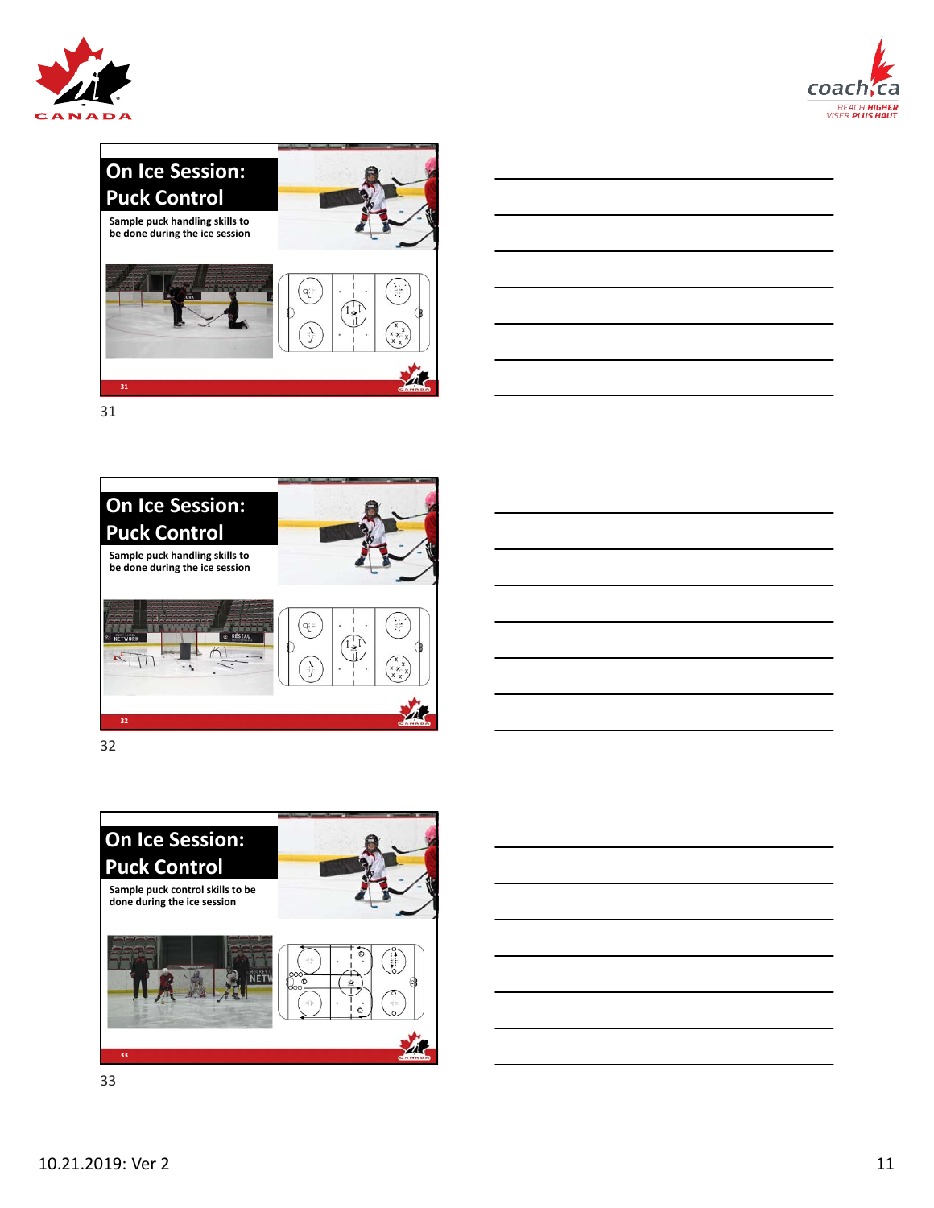## On Ice Session: Puck Control

Sample puck handling skills to be done during the ice session

31

## On Ice Session: Puck Control

Sample puck handling skills to be done during the ice session

32

## On Ice Session: Puck Control

Sample puck control skills to be done during the ice session

33

10.21.2019: Ver 2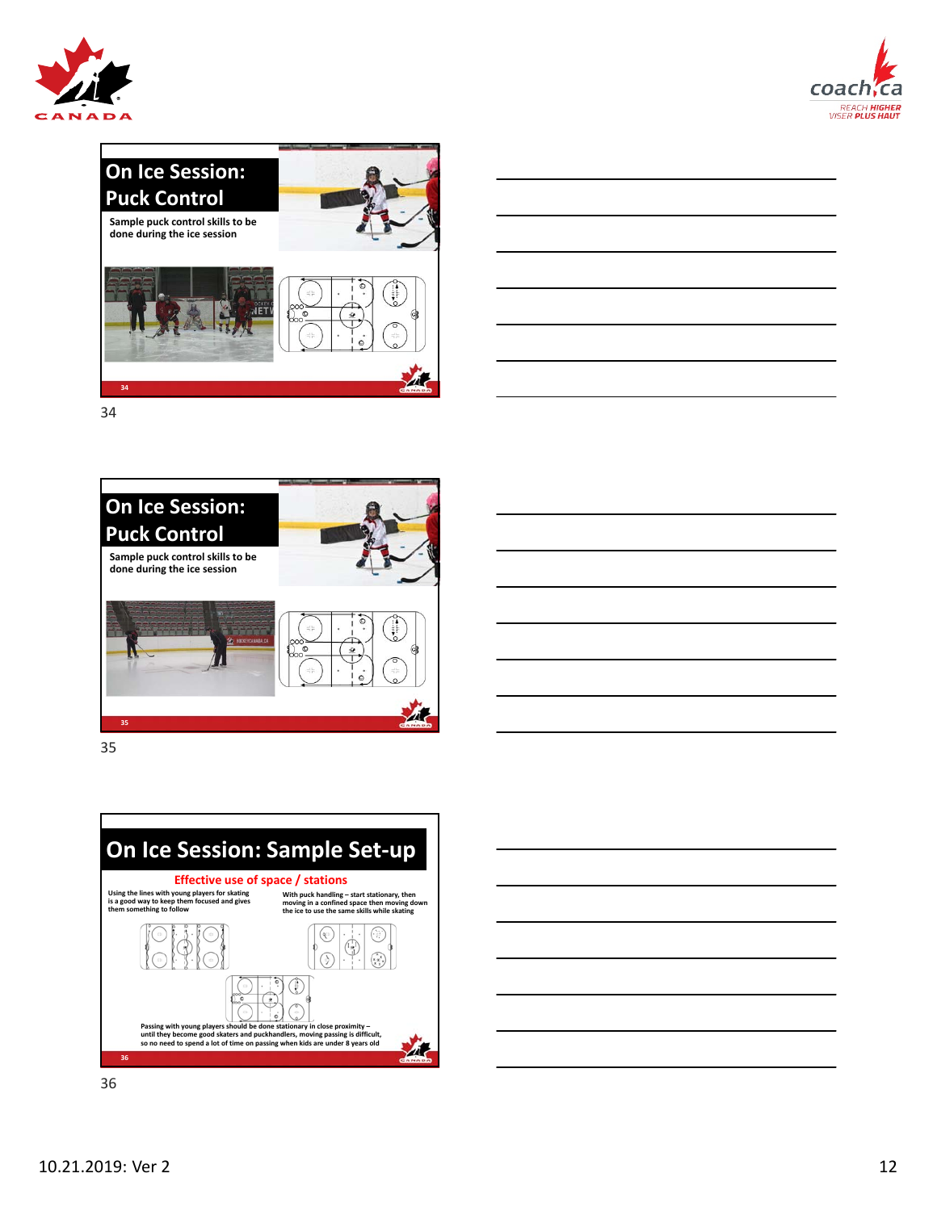## On Ice Session: Puck Control

Sample puck control skills to be done during the ice session

## On Ice Session: Puck Control

Sample puck control skills to be done during the ice session

## On Ice Session: Sample Set-up

**Effective use of space / stations**

Using the lines with young players for skating is a good way to keep them focused and gives them something to follow

With puck handling – start stationary, then moving in a confined space then moving down the ice to use the same skills while skating

Passing with young players should be done stationary in close proximity – until they become good skaters and puckhandlers, moving passing is difficult, so no need to spend a lot of time on passing when kids are under 8 years old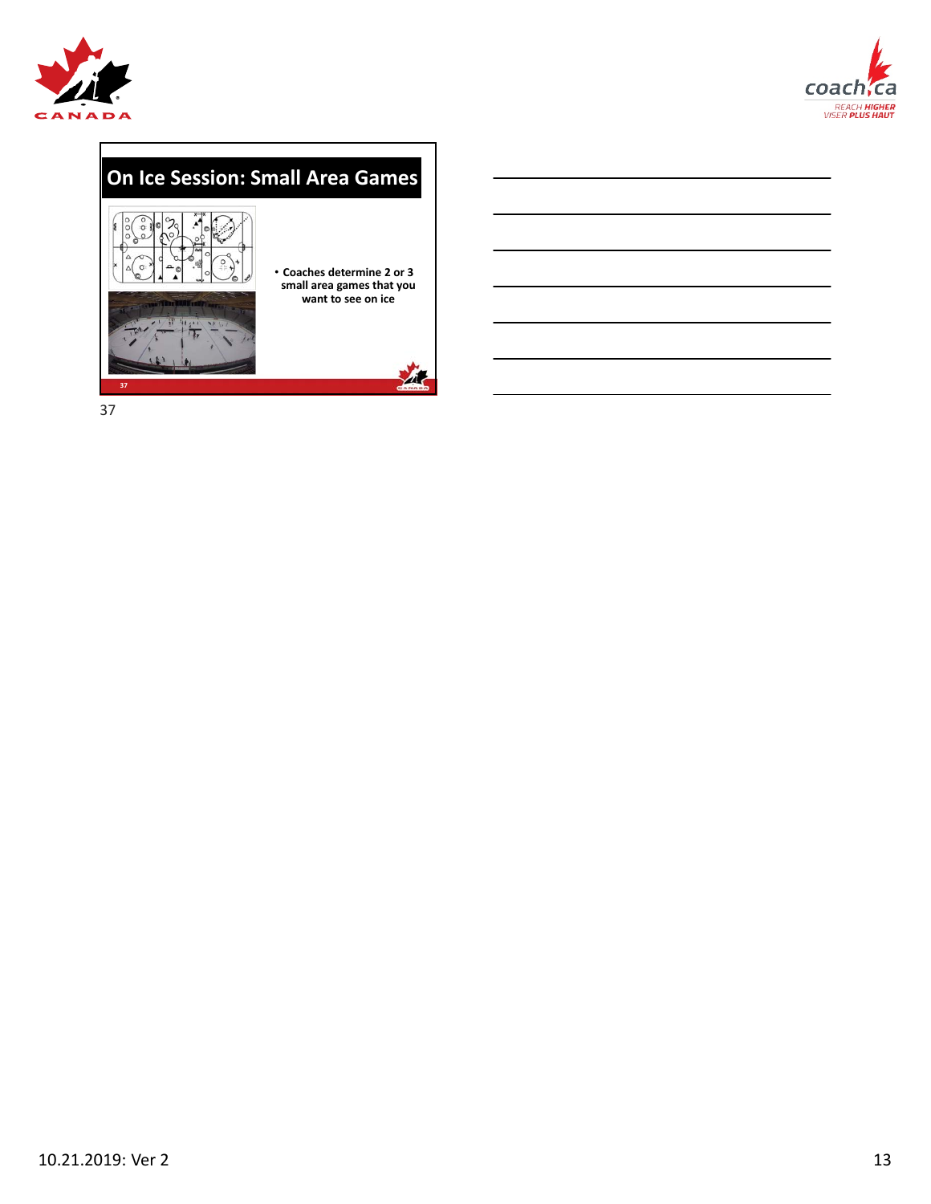## On Ice Session: Small Area Games

- Coaches determine 2 or 3 small area games that you want to see on ice

37